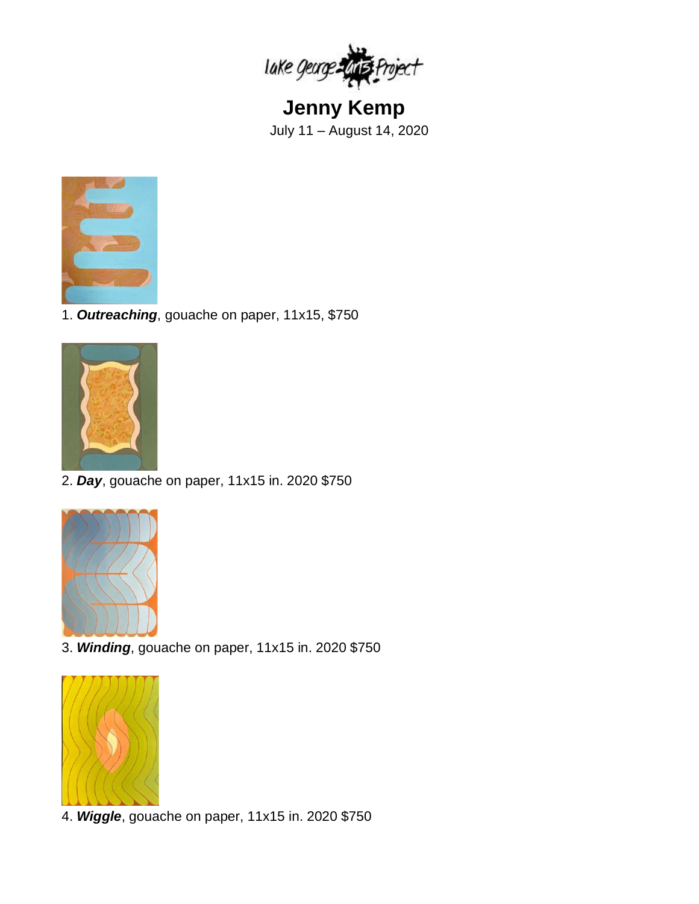Lake George Arts Project

# Jenny Kemp

July 11 – August 14, 2020

1. ***Outreaching***, gouache on paper, 11x15, $750

2. ***Day***, gouache on paper, 11x15 in. 2020 $750

3. ***Winding***, gouache on paper, 11x15 in. 2020 $750

4. ***Wiggle***, gouache on paper, 11x15 in. 2020 $750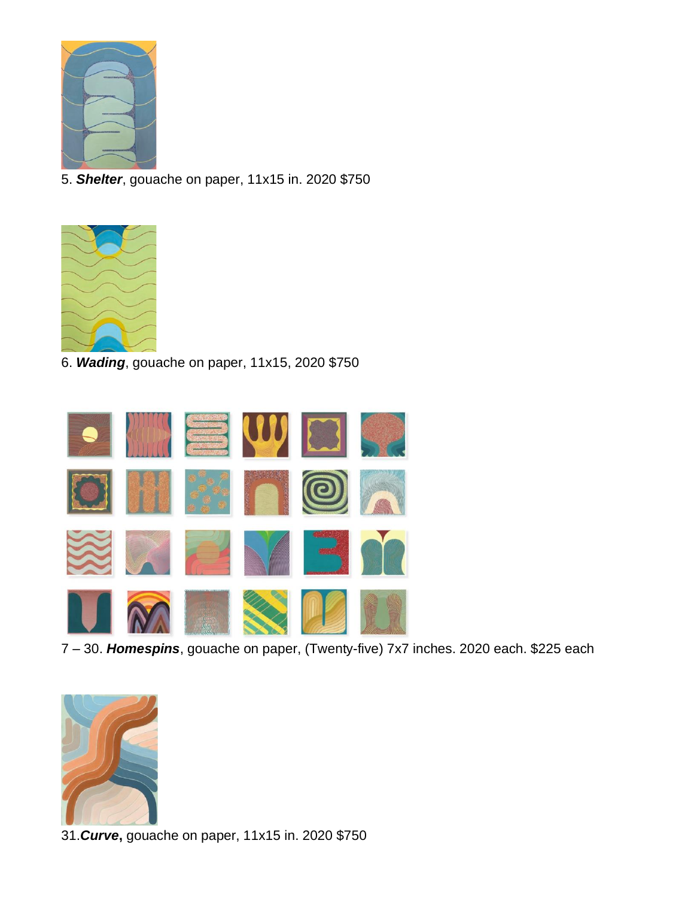5. ***Shelter***, gouache on paper, 11x15 in. 2020 $750

6. ***Wading***, gouache on paper, 11x15, 2020 $750

7 – 30. ***Homespins***, gouache on paper, (Twenty-five) 7x7 inches. 2020 each. $225 each

31.***Curve*,** gouache on paper, 11x15 in. 2020 $750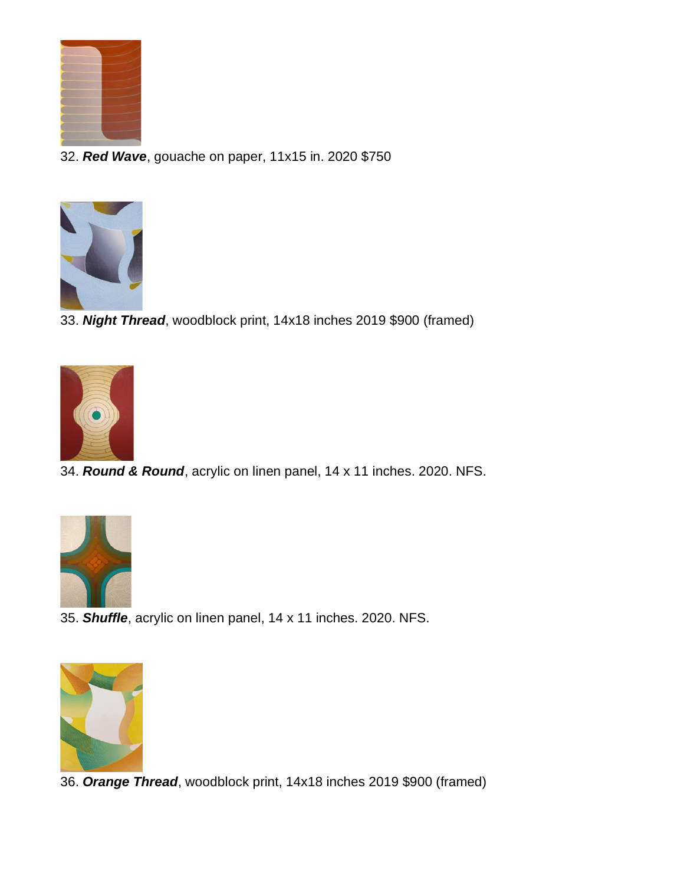32. ***Red Wave***, gouache on paper, 11x15 in. 2020 $750

33. ***Night Thread***, woodblock print, 14x18 inches 2019 $900 (framed)

34. ***Round & Round***, acrylic on linen panel, 14 x 11 inches. 2020. NFS.

35. ***Shuffle***, acrylic on linen panel, 14 x 11 inches. 2020. NFS.

36. ***Orange Thread***, woodblock print, 14x18 inches 2019 $900 (framed)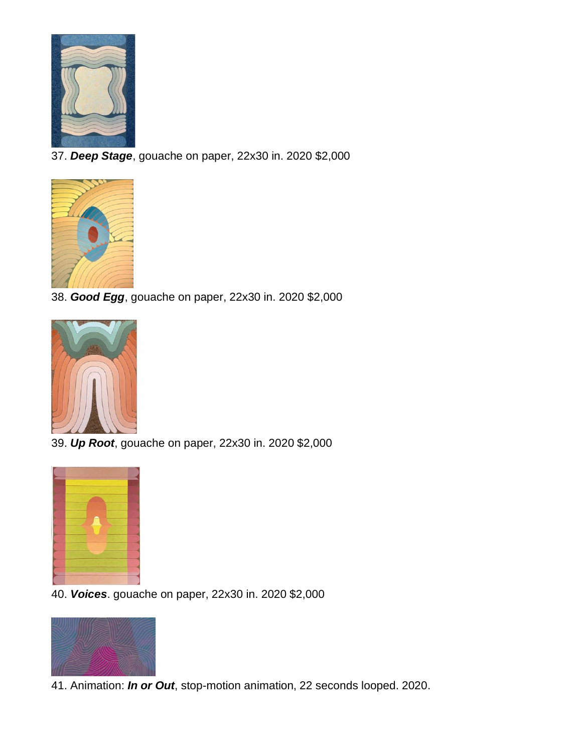37. ***Deep Stage***, gouache on paper, 22x30 in. 2020 $2,000

38. ***Good Egg***, gouache on paper, 22x30 in. 2020 $2,000

39. ***Up Root***, gouache on paper, 22x30 in. 2020 $2,000

40. ***Voices***. gouache on paper, 22x30 in. 2020 $2,000

41. Animation: ***In or Out***, stop-motion animation, 22 seconds looped. 2020.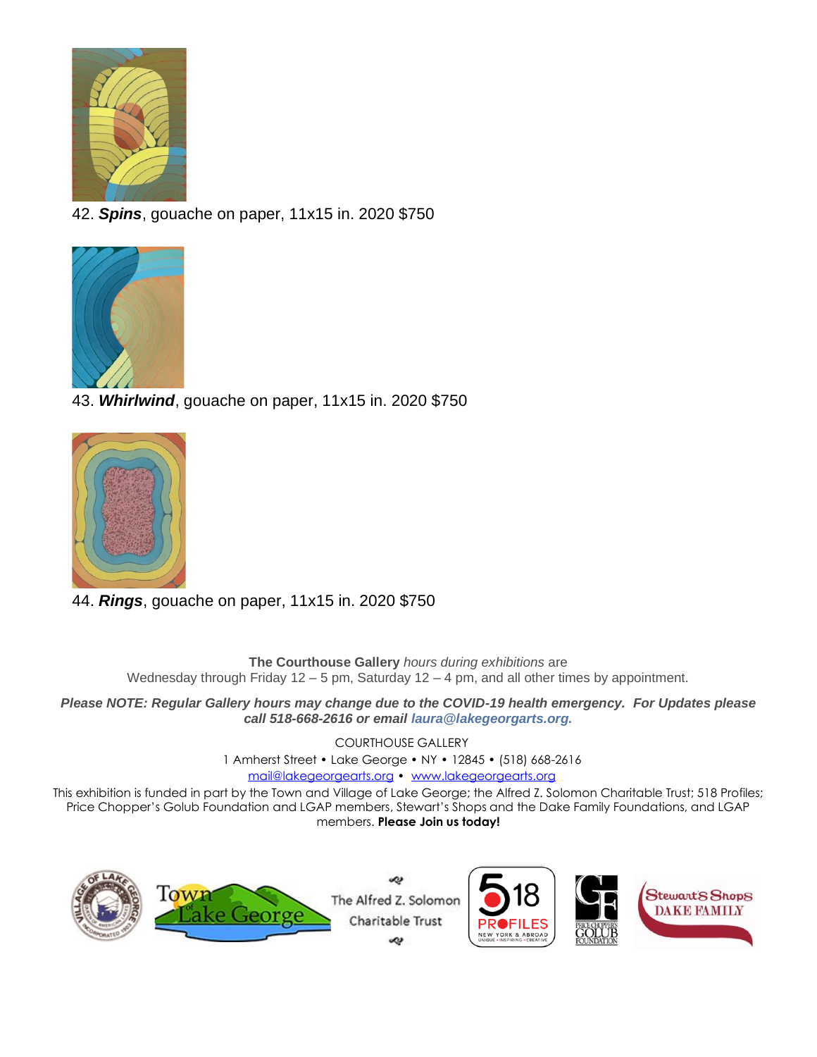42. ***Spins***, gouache on paper, 11x15 in. 2020 $750

43. ***Whirlwind***, gouache on paper, 11x15 in. 2020 $750

44. ***Rings***, gouache on paper, 11x15 in. 2020 $750

**The Courthouse Gallery** *hours during exhibitions* are
Wednesday through Friday 12 – 5 pm, Saturday 12 – 4 pm, and all other times by appointment.

***Please NOTE: Regular Gallery hours may change due to the COVID-19 health emergency. For Updates please call 518-668-2616 or email laura@lakegeorgarts.org.***

COURTHOUSE GALLERY
1 Amherst Street • Lake George • NY • 12845 • (518) 668-2616
mail@lakegeorgearts.org • www.lakegeorgearts.org

This exhibition is funded in part by the Town and Village of Lake George; the Alfred Z. Solomon Charitable Trust; 518 Profiles; Price Chopper's Golub Foundation and LGAP members, Stewart's Shops and the Dake Family Foundations, and LGAP members. **Please Join us today!**